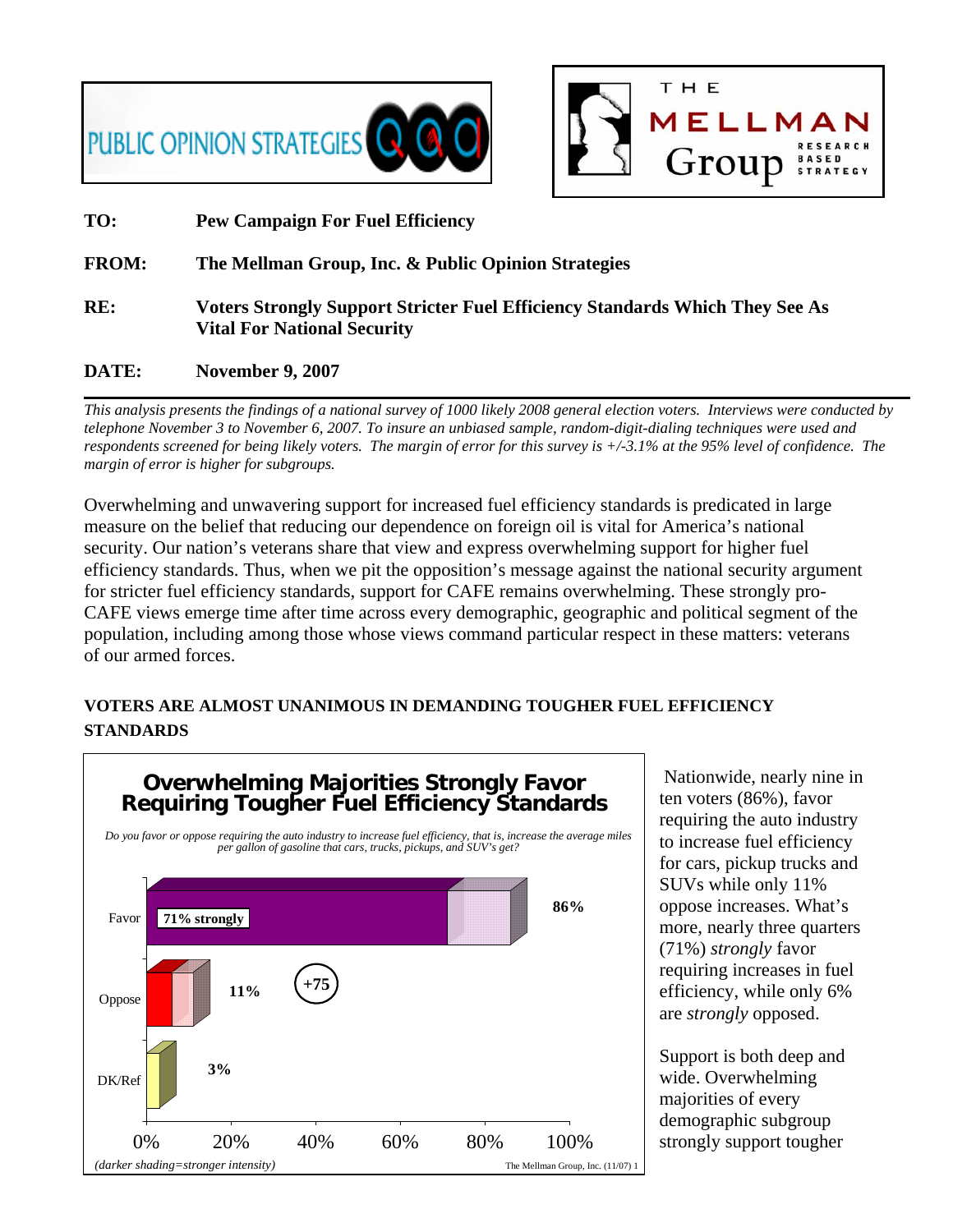PUBLIC OPINION STRATEGIES

THE MELLMAN Group — RESEARCH BASED STRATEGY

**TO:** Pew Campaign For Fuel Efficiency

**FROM:** The Mellman Group, Inc. & Public Opinion Strategies

**RE:** Voters Strongly Support Stricter Fuel Efficiency Standards Which They See As Vital For National Security

**DATE:** November 9, 2007

---

*This analysis presents the findings of a national survey of 1000 likely 2008 general election voters. Interviews were conducted by telephone November 3 to November 6, 2007. To insure an unbiased sample, random-digit-dialing techniques were used and respondents screened for being likely voters. The margin of error for this survey is +/-3.1% at the 95% level of confidence. The margin of error is higher for subgroups.*

Overwhelming and unwavering support for increased fuel efficiency standards is predicated in large measure on the belief that reducing our dependence on foreign oil is vital for America's national security. Our nation's veterans share that view and express overwhelming support for higher fuel efficiency standards. Thus, when we pit the opposition's message against the national security argument for stricter fuel efficiency standards, support for CAFE remains overwhelming. These strongly pro-CAFE views emerge time after time across every demographic, geographic and political segment of the population, including among those whose views command particular respect in these matters: veterans of our armed forces.

## VOTERS ARE ALMOST UNANIMOUS IN DEMANDING TOUGHER FUEL EFFICIENCY STANDARDS

**Overwhelming Majorities Strongly Favor Requiring Tougher Fuel Efficiency Standards**

*Do you favor or oppose requiring the auto industry to increase fuel efficiency, that is, increase the average miles per gallon of gasoline that cars, trucks, pickups, and SUV's get?*

| Response | Total | Strongly |
|---|---|---|
| Favor | 86% | 71% strongly |
| Oppose | 11% | |
| DK/Ref | 3% | |

Net: +75

*(darker shading=stronger intensity)*

The Mellman Group, Inc. (11/07) 1

Nationwide, nearly nine in ten voters (86%), favor requiring the auto industry to increase fuel efficiency for cars, pickup trucks and SUVs while only 11% oppose increases. What's more, nearly three quarters (71%) *strongly* favor requiring increases in fuel efficiency, while only 6% are *strongly* opposed.

Support is both deep and wide. Overwhelming majorities of every demographic subgroup strongly support tougher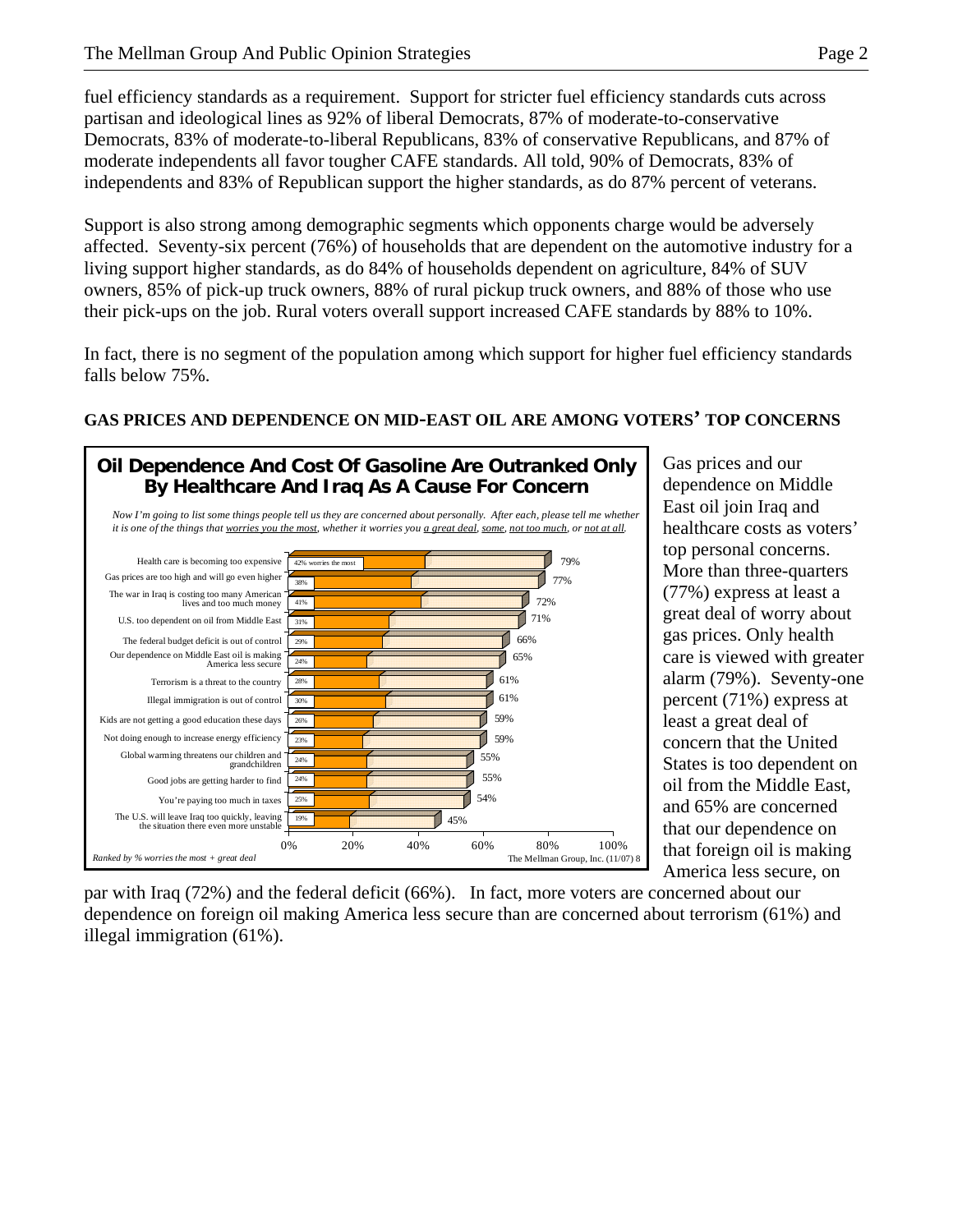fuel efficiency standards as a requirement. Support for stricter fuel efficiency standards cuts across partisan and ideological lines as 92% of liberal Democrats, 87% of moderate-to-conservative Democrats, 83% of moderate-to-liberal Republicans, 83% of conservative Republicans, and 87% of moderate independents all favor tougher CAFE standards. All told, 90% of Democrats, 83% of independents and 83% of Republican support the higher standards, as do 87% percent of veterans.

Support is also strong among demographic segments which opponents charge would be adversely affected. Seventy-six percent (76%) of households that are dependent on the automotive industry for a living support higher standards, as do 84% of households dependent on agriculture, 84% of SUV owners, 85% of pick-up truck owners, 88% of rural pickup truck owners, and 88% of those who use their pick-ups on the job. Rural voters overall support increased CAFE standards by 88% to 10%.

In fact, there is no segment of the population among which support for higher fuel efficiency standards falls below 75%.

## GAS PRICES AND DEPENDENCE ON MID-EAST OIL ARE AMONG VOTERS' TOP CONCERNS

**Oil Dependence And Cost Of Gasoline Are Outranked Only By Healthcare And Iraq As A Cause For Concern**

*Now I'm going to list some things people tell us they are concerned about personally. After each, please tell me whether it is one of the things that worries you the most, whether it worries you a great deal, some, not too much, or not at all.*

| Concern | Worries the most | Worries the most + great deal |
|---|---|---|
| Health care is becoming too expensive | 42% | 79% |
| Gas prices are too high and will go even higher | 38% | 77% |
| The war in Iraq is costing too many American lives and too much money | 41% | 72% |
| U.S. too dependent on oil from Middle East | 31% | 71% |
| The federal budget deficit is out of control | 29% | 66% |
| Our dependence on Middle East oil is making America less secure | 24% | 65% |
| Terrorism is a threat to the country | 28% | 61% |
| Illegal immigration is out of control | 30% | 61% |
| Kids are not getting a good education these days | 26% | 59% |
| Not doing enough to increase energy efficiency | 23% | 59% |
| Global warming threatens our children and grandchildren | 24% | 55% |
| Good jobs are getting harder to find | 24% | 55% |
| You're paying too much in taxes | 25% | 54% |
| The U.S. will leave Iraq too quickly, leaving the situation there even more unstable | 19% | 45% |

*Ranked by % worries the most + great deal*

The Mellman Group, Inc. (11/07) 8

Gas prices and our dependence on Middle East oil join Iraq and healthcare costs as voters' top personal concerns. More than three-quarters (77%) express at least a great deal of worry about gas prices. Only health care is viewed with greater alarm (79%). Seventy-one percent (71%) express at least a great deal of concern that the United States is too dependent on oil from the Middle East, and 65% are concerned that our dependence on that foreign oil is making America less secure, on par with Iraq (72%) and the federal deficit (66%). In fact, more voters are concerned about our dependence on foreign oil making America less secure than are concerned about terrorism (61%) and illegal immigration (61%).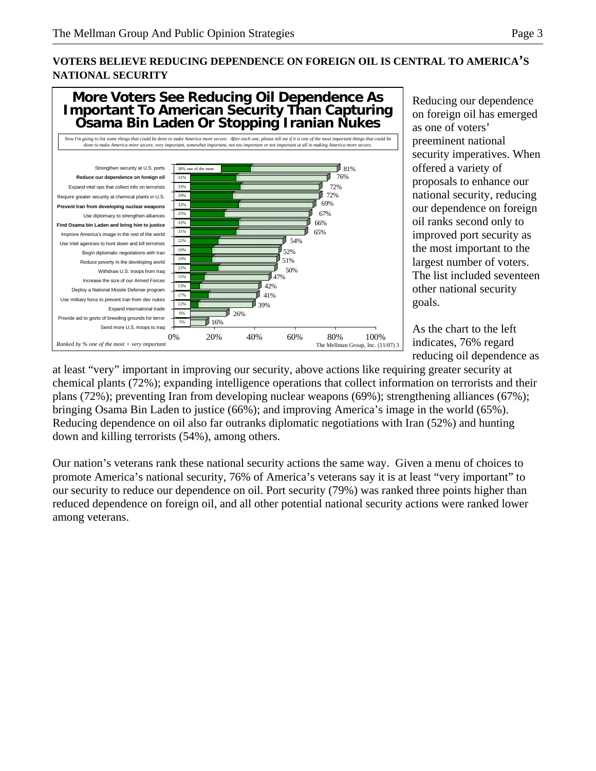**VOTERS BELIEVE REDUCING DEPENDENCE ON FOREIGN OIL IS CENTRAL TO AMERICA'S NATIONAL SECURITY**

**More Voters See Reducing Oil Dependence As Important To American Security Than Capturing Osama Bin Laden Or Stopping Iranian Nukes**

*Now I'm going to list some things that could be done to make America more secure. After each one, please tell me if it is one of the most important things that could be done to make America more secure, very important, somewhat important, not too important or not important at all in making America more secure.*

| Item | One of the most | One of the most + very important |
|---|---|---|
| Strengthen security at U.S. ports | 38% | 81% |
| **Reduce our dependence on foreign oil** | 31% | 76% |
| Expand intel ops that collect info on terrorists | 33% | 72% |
| Require greater security at chemical plants in U.S. | 29% | 72% |
| **Prevent Iran from developing nuclear weapons** | 32% | 69% |
| Use diplomacy to strengthen alliances | 25% | 67% |
| **Find Osama bin Laden and bring him to justice** | 32% | 66% |
| Improve America's image in the rest of the world | 31% | 65% |
| Use intel agencies to hunt down and kill terrorists | 22% | 54% |
| Begin diplomatic negotiations with Iran | 19% | 52% |
| Reduce poverty in the developing world | 19% | 51% |
| Withdraw U.S. troops from Iraq | 22% | 50% |
| Increase the size of our Armed Forces | 15% | 47% |
| Deploy a National Missile Defense program | 13% | 42% |
| Use military force to prevent Iran from dev nukes | 17% | 41% |
| Expand international trade | 12% | 39% |
| Provide aid to govts of breeding grounds for terror | 6% | 26% |
| Send more U.S. troops to Iraq | 5% | 16% |

*Ranked by % one of the most + very important*

The Mellman Group, Inc. (11/07) 3

Reducing our dependence on foreign oil has emerged as one of voters' preeminent national security imperatives. When offered a variety of proposals to enhance our national security, reducing our dependence on foreign oil ranks second only to improved port security as the most important to the largest number of voters. The list included seventeen other national security goals.

As the chart to the left indicates, 76% regard reducing oil dependence as at least "very" important in improving our security, above actions like requiring greater security at chemical plants (72%); expanding intelligence operations that collect information on terrorists and their plans (72%); preventing Iran from developing nuclear weapons (69%); strengthening alliances (67%); bringing Osama Bin Laden to justice (66%); and improving America's image in the world (65%). Reducing dependence on oil also far outranks diplomatic negotiations with Iran (52%) and hunting down and killing terrorists (54%), among others.

Our nation's veterans rank these national security actions the same way. Given a menu of choices to promote America's national security, 76% of America's veterans say it is at least "very important" to our security to reduce our dependence on oil. Port security (79%) was ranked three points higher than reduced dependence on foreign oil, and all other potential national security actions were ranked lower among veterans.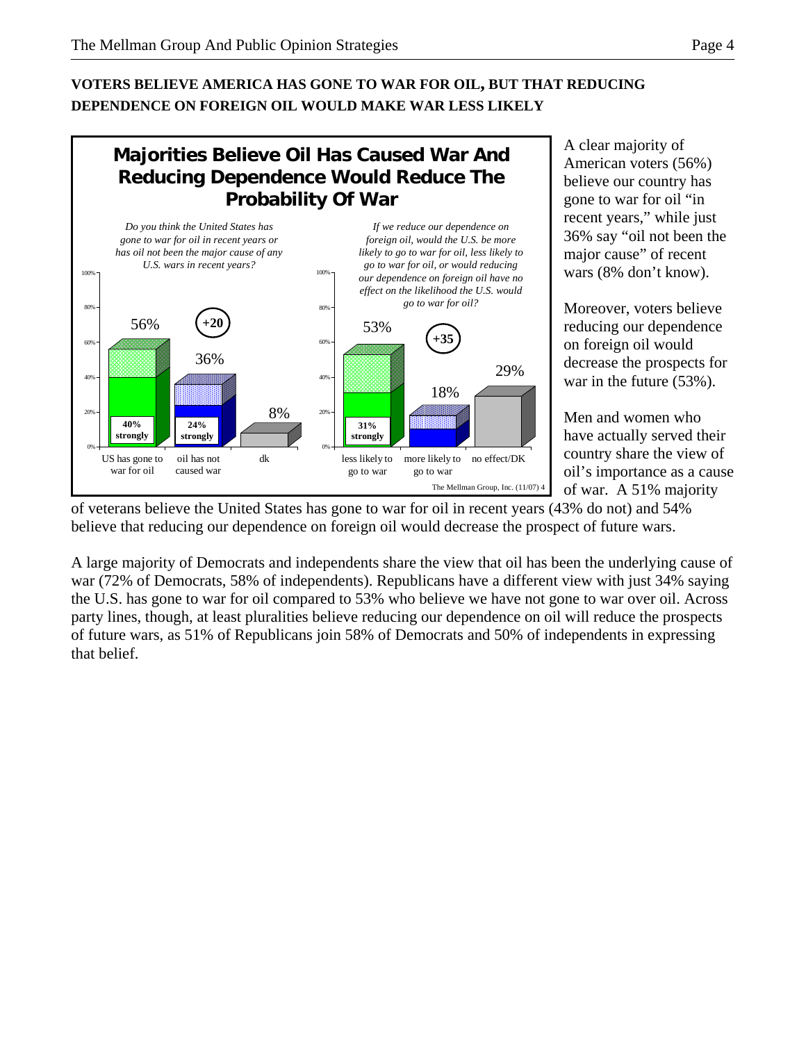**VOTERS BELIEVE AMERICA HAS GONE TO WAR FOR OIL, BUT THAT REDUCING DEPENDENCE ON FOREIGN OIL WOULD MAKE WAR LESS LIKELY**

**Majorities Believe Oil Has Caused War And Reducing Dependence Would Reduce The Probability Of War**

*Do you think the United States has gone to war for oil in recent years or has oil not been the major cause of any U.S. wars in recent years?*

| Response | Total | Strongly |
|---|---|---|
| US has gone to war for oil | 56% | 40% strongly |
| oil has not caused war | 36% | 24% strongly |
| dk | 8% | |
| Margin | +20 | |

*If we reduce our dependence on foreign oil, would the U.S. be more likely to go to war for oil, less likely to go to war for oil, or would reducing our dependence on foreign oil have no effect on the likelihood the U.S. would go to war for oil?*

| Response | Total | Strongly |
|---|---|---|
| less likely to go to war | 53% | 31% strongly |
| more likely to go to war | 18% | |
| no effect/DK | 29% | |
| Margin | +35 | |

The Mellman Group, Inc. (11/07) 4

A clear majority of American voters (56%) believe our country has gone to war for oil "in recent years," while just 36% say "oil not been the major cause" of recent wars (8% don't know).

Moreover, voters believe reducing our dependence on foreign oil would decrease the prospects for war in the future (53%).

Men and women who have actually served their country share the view of oil's importance as a cause of war. A 51% majority of veterans believe the United States has gone to war for oil in recent years (43% do not) and 54% believe that reducing our dependence on foreign oil would decrease the prospect of future wars.

A large majority of Democrats and independents share the view that oil has been the underlying cause of war (72% of Democrats, 58% of independents). Republicans have a different view with just 34% saying the U.S. has gone to war for oil compared to 53% who believe we have not gone to war over oil. Across party lines, though, at least pluralities believe reducing our dependence on oil will reduce the prospects of future wars, as 51% of Republicans join 58% of Democrats and 50% of independents in expressing that belief.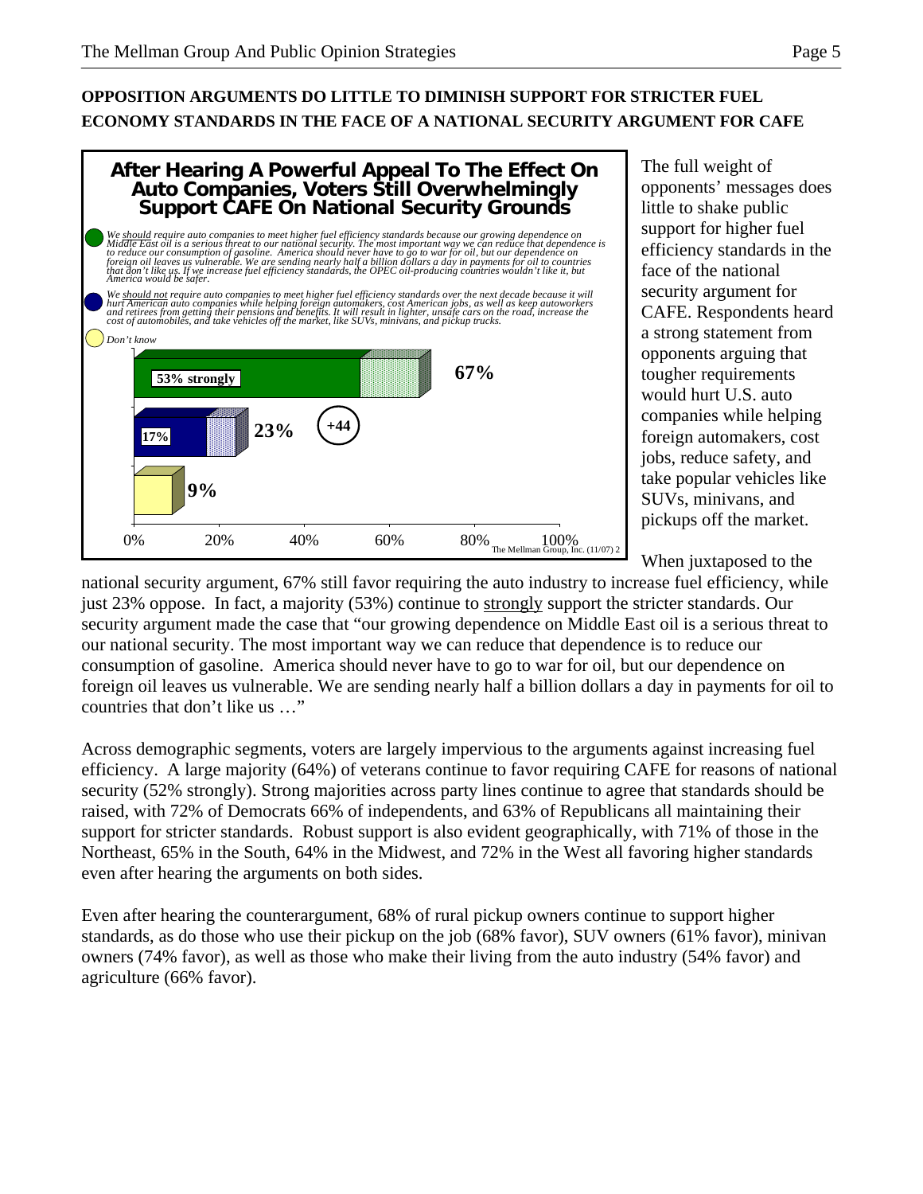**OPPOSITION ARGUMENTS DO LITTLE TO DIMINISH SUPPORT FOR STRICTER FUEL ECONOMY STANDARDS IN THE FACE OF A NATIONAL SECURITY ARGUMENT FOR CAFE**

**After Hearing A Powerful Appeal To The Effect On Auto Companies, Voters Still Overwhelmingly Support CAFE On National Security Grounds**

*We should require auto companies to meet higher fuel efficiency standards because our growing dependence on Middle East oil is a serious threat to our national security. The most important way we can reduce that dependence is to reduce our consumption of gasoline. America should never have to go to war for oil, but our dependence on foreign oil leaves us vulnerable. We are sending nearly half a billion dollars a day in payments for oil to countries that don't like us. If we increase fuel efficiency standards, the OPEC oil-producing countries wouldn't like it, but America would be safer.*

*We should not require auto companies to meet higher fuel efficiency standards over the next decade because it will hurt American auto companies while helping foreign automakers, cost American jobs, as well as keep autoworkers and retirees from getting their pensions and benefits. It will result in lighter, unsafe cars on the road, increase the cost of automobiles, and take vehicles off the market, like SUVs, minivans, and pickup trucks.*

*Don't know*

| Response | Total | Strongly |
|---|---|---|
| Should require | 67% | 53% strongly |
| Should not require | 23% | 17% |
| Don't know | 9% | |

Net: +44

The Mellman Group, Inc. (11/07) 2

The full weight of opponents' messages does little to shake public support for higher fuel efficiency standards in the face of the national security argument for CAFE. Respondents heard a strong statement from opponents arguing that tougher requirements would hurt U.S. auto companies while helping foreign automakers, cost jobs, reduce safety, and take popular vehicles like SUVs, minivans, and pickups off the market.

When juxtaposed to the national security argument, 67% still favor requiring the auto industry to increase fuel efficiency, while just 23% oppose. In fact, a majority (53%) continue to strongly support the stricter standards. Our security argument made the case that "our growing dependence on Middle East oil is a serious threat to our national security. The most important way we can reduce that dependence is to reduce our consumption of gasoline. America should never have to go to war for oil, but our dependence on foreign oil leaves us vulnerable. We are sending nearly half a billion dollars a day in payments for oil to countries that don't like us …"

Across demographic segments, voters are largely impervious to the arguments against increasing fuel efficiency. A large majority (64%) of veterans continue to favor requiring CAFE for reasons of national security (52% strongly). Strong majorities across party lines continue to agree that standards should be raised, with 72% of Democrats 66% of independents, and 63% of Republicans all maintaining their support for stricter standards. Robust support is also evident geographically, with 71% of those in the Northeast, 65% in the South, 64% in the Midwest, and 72% in the West all favoring higher standards even after hearing the arguments on both sides.

Even after hearing the counterargument, 68% of rural pickup owners continue to support higher standards, as do those who use their pickup on the job (68% favor), SUV owners (61% favor), minivan owners (74% favor), as well as those who make their living from the auto industry (54% favor) and agriculture (66% favor).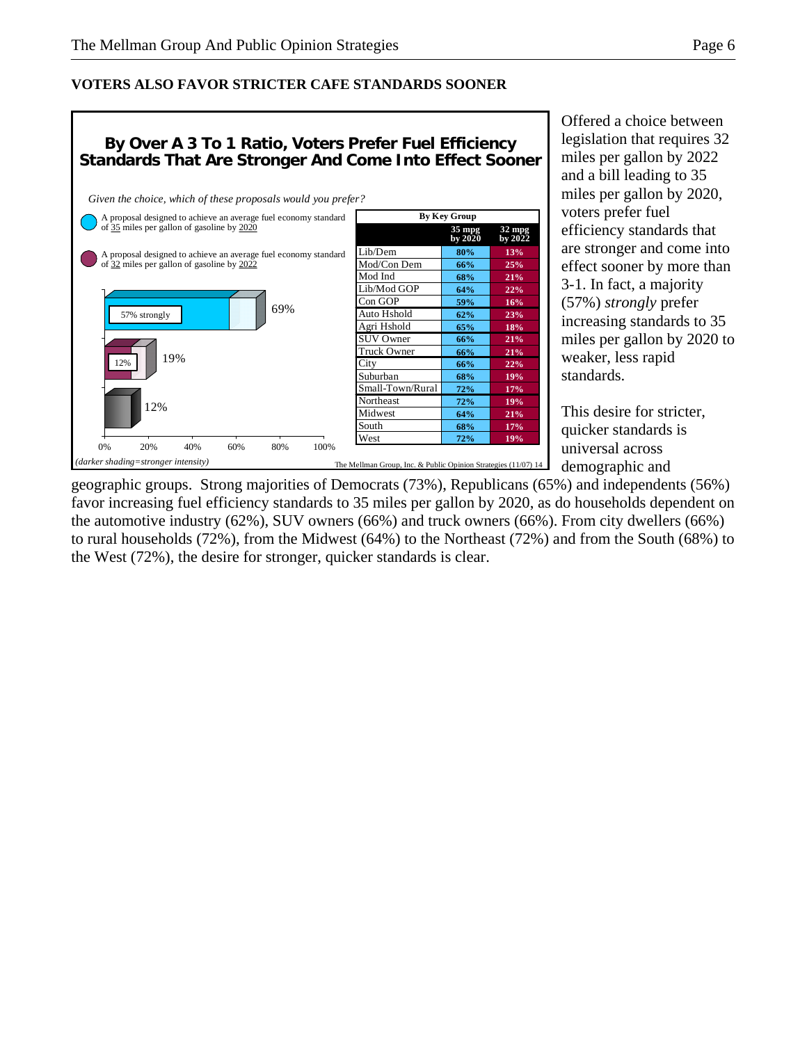## VOTERS ALSO FAVOR STRICTER CAFE STANDARDS SOONER

**By Over A 3 To 1 Ratio, Voters Prefer Fuel Efficiency Standards That Are Stronger And Come Into Effect Sooner**

*Given the choice, which of these proposals would you prefer?*

A proposal designed to achieve an average fuel economy standard of 35 miles per gallon of gasoline by 2020

A proposal designed to achieve an average fuel economy standard of 32 miles per gallon of gasoline by 2022

57% strongly

69%

12%

19%

12%

0% 20% 40% 60% 80% 100%

*(darker shading=stronger intensity)*

| By Key Group | 35 mpg by 2020 | 32 mpg by 2022 |
|---|---|---|
| Lib/Dem | 80% | 13% |
| Mod/Con Dem | 66% | 25% |
| Mod Ind | 68% | 21% |
| Lib/Mod GOP | 64% | 22% |
| Con GOP | 59% | 16% |
| Auto Hshold | 62% | 23% |
| Agri Hshold | 65% | 18% |
| SUV Owner | 66% | 21% |
| Truck Owner | 66% | 21% |
| City | 66% | 22% |
| Suburban | 68% | 19% |
| Small-Town/Rural | 72% | 17% |
| Northeast | 72% | 19% |
| Midwest | 64% | 21% |
| South | 68% | 17% |
| West | 72% | 19% |

The Mellman Group, Inc. & Public Opinion Strategies (11/07) 14

Offered a choice between legislation that requires 32 miles per gallon by 2022 and a bill leading to 35 miles per gallon by 2020, voters prefer fuel efficiency standards that are stronger and come into effect sooner by more than 3-1. In fact, a majority (57%) *strongly* prefer increasing standards to 35 miles per gallon by 2020 to weaker, less rapid standards.

This desire for stricter, quicker standards is universal across demographic and geographic groups. Strong majorities of Democrats (73%), Republicans (65%) and independents (56%) favor increasing fuel efficiency standards to 35 miles per gallon by 2020, as do households dependent on the automotive industry (62%), SUV owners (66%) and truck owners (66%). From city dwellers (66%) to rural households (72%), from the Midwest (64%) to the Northeast (72%) and from the South (68%) to the West (72%), the desire for stronger, quicker standards is clear.